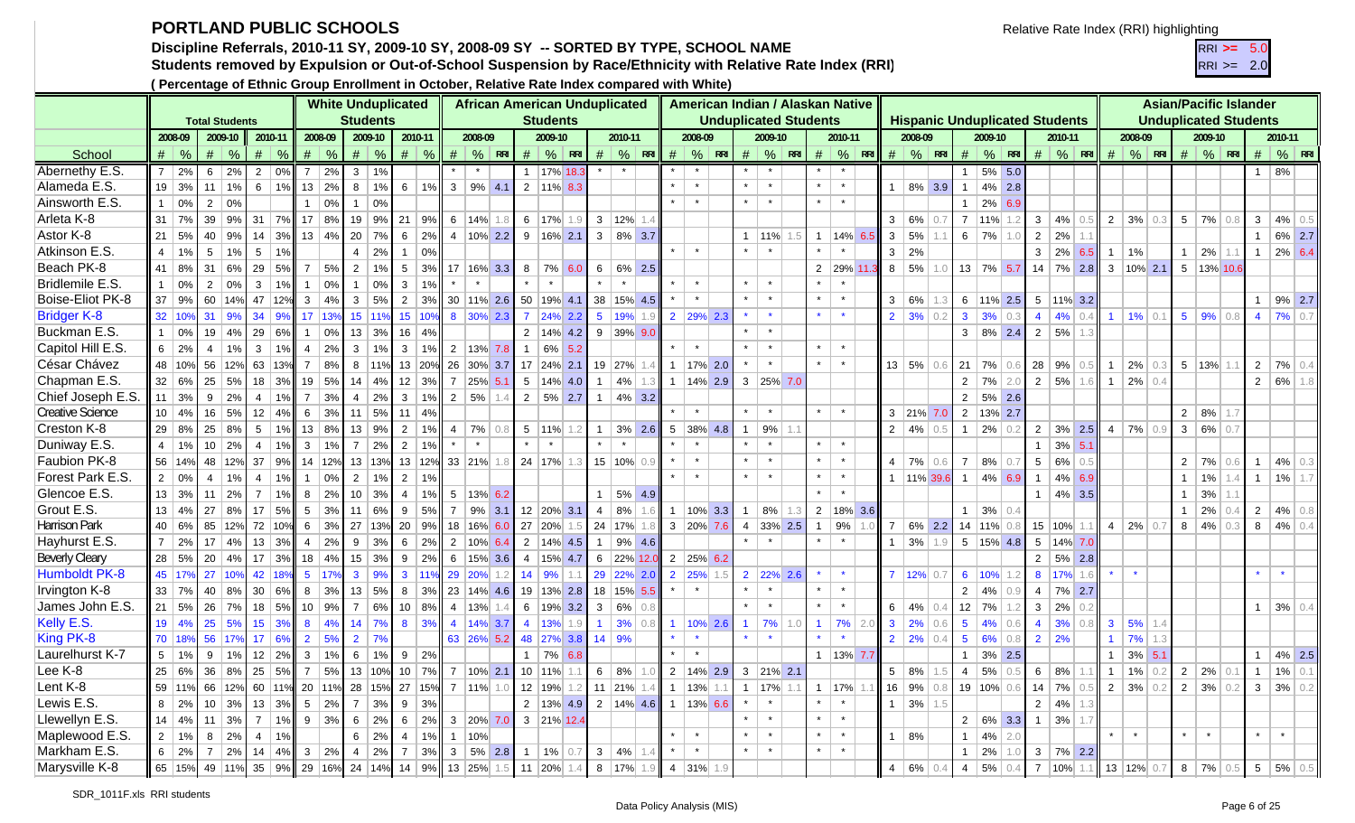# PORTLAND PUBLIC SCHOOLS

**Discipline Referrals, 2010-11 SY, 2009-10 SY, 2008-09 SY -- SORTED BY TYPE, SCHOOL NAME**

**Students removed by Expulsion or Out-of-School Suspension by Race/Ethnicity with Relative Rate Index (RRI)**

**( Percentage of Ethnic Group Enrollment in October, Relative Rate Index compared with White)**

Relative Rate Index (RRI) highlighting
RRI >= 5.0
RRI >= 2.0

| | Total Students | | | | | | White Unduplicated Students | | | | | | African American Unduplicated Students | | | | | | | | | American Indian / Alaskan Native Unduplicated Students | | | | | | | | | Hispanic Unduplicated Students | | | | | | | | | Asian/Pacific Islander Unduplicated Students | | | | | | | | |
|---|---|---|---|---|---|---|---|---|---|---|---|---|---|---|---|---|---|---|---|---|---|---|---|---|---|---|---|---|---|---|---|---|---|---|---|---|---|---|---|---|---|---|---|---|---|---|---|---|
| | 2008-09 | | 2009-10 | | 2010-11 | | 2008-09 | | 2009-10 | | 2010-11 | | 2008-09 | | | 2009-10 | | | 2010-11 | | | 2008-09 | | | 2009-10 | | | 2010-11 | | | 2008-09 | | | 2009-10 | | | 2010-11 | | | 2008-09 | | | 2009-10 | | | 2010-11 | | |
| School | # | % | # | % | # | % | # | % | # | % | # | % | # | % | RRI | # | % | RRI | # | % | RRI | # | % | RRI | # | % | RRI | # | % | RRI | # | % | RRI | # | % | RRI | # | % | RRI | # | % | RRI | # | % | RRI | # | % | RRI |
| Abernethy E.S. | 7 | 2% | 6 | 2% | 2 | 0% | 7 | 2% | 3 | 1% | | | * | * | | 1 | 17% | 18.3 | * | * | | * | * | | * | * | | * | * | | | | | 1 | 5% | 5.0 | | | | | | | | | | 1 | 8% | |
| Alameda E.S. | 19 | 3% | 11 | 1% | 6 | 1% | 13 | 2% | 8 | 1% | 6 | 1% | 3 | 9% | 4.1 | 2 | 11% | 8.3 | | | | * | * | | * | * | | * | * | | 1 | 8% | 3.9 | 1 | 4% | 2.8 | | | | | | | | | | | | |
| Ainsworth E.S. | 1 | 0% | 2 | 0% | | | 1 | 0% | 1 | 0% | | | | | | | | | | | | * | * | | * | * | | * | * | | | | | 1 | 2% | 6.9 | | | | | | | | | | | | |
| Arleta K-8 | 31 | 7% | 39 | 9% | 31 | 7% | 17 | 8% | 19 | 9% | 21 | 9% | 6 | 14% | 1.8 | 6 | 17% | 1.9 | 3 | 12% | 1.4 | | | | | | | | | | 3 | 6% | 0.7 | 7 | 11% | 1.2 | 3 | 4% | 0.5 | 2 | 3% | 0.3 | 5 | 7% | 0.8 | 3 | 4% | 0.5 |
| Astor K-8 | 21 | 5% | 40 | 9% | 14 | 3% | 13 | 4% | 20 | 7% | 6 | 2% | 4 | 10% | 2.2 | 9 | 16% | 2.1 | 3 | 8% | 3.7 | | | | 1 | 11% | 1.5 | 1 | 14% | 6.5 | 3 | 5% | 1.1 | 6 | 7% | 1.0 | 2 | 2% | 1.1 | | | | | | | 1 | 6% | 2.7 |
| Atkinson E.S. | 4 | 1% | 5 | 1% | 5 | 1% | | | 4 | 2% | 1 | 0% | | | | | | | | | | * | * | | * | * | | * | * | | 3 | 2% | | | | | 3 | 2% | 6.5 | 1 | 1% | | 1 | 2% | 1.1 | 1 | 2% | 6.4 |
| Beach PK-8 | 41 | 8% | 31 | 6% | 29 | 5% | 7 | 5% | 2 | 1% | 5 | 3% | 17 | 16% | 3.3 | 8 | 7% | 6.0 | 6 | 6% | 2.5 | | | | | | | 2 | 29% | 11.3 | 8 | 5% | 1.0 | 13 | 7% | 5.7 | 14 | 7% | 2.8 | 3 | 10% | 2.1 | 5 | 13% | 10.6 | | | |
| Bridlemile E.S. | 1 | 0% | 2 | 0% | 3 | 1% | 1 | 0% | 1 | 0% | 3 | 1% | * | * | | * | * | | * | * | | * | * | | * | * | | * | * | | | | | | | | | | | | | | | | | | | |
| Boise-Eliot PK-8 | 37 | 9% | 60 | 14% | 47 | 12% | 3 | 4% | 3 | 5% | 2 | 3% | 30 | 11% | 2.6 | 50 | 19% | 4.1 | 38 | 15% | 4.5 | * | * | | * | * | | * | * | | 3 | 6% | 1.3 | 6 | 11% | 2.5 | 5 | 11% | 3.2 | | | | | | | 1 | 9% | 2.7 |
| Bridger K-8 | 32 | 10% | 31 | 9% | 34 | 9% | 17 | 13% | 15 | 11% | 15 | 10% | 8 | 30% | 2.3 | 7 | 24% | 2.2 | 5 | 19% | 1.9 | 2 | 29% | 2.3 | * | * | | * | * | | 2 | 3% | 0.2 | 3 | 3% | 0.3 | 4 | 4% | 0.4 | 1 | 1% | 0.1 | 5 | 9% | 0.8 | 4 | 7% | 0.7 |
| Buckman E.S. | 1 | 0% | 19 | 4% | 29 | 6% | 1 | 0% | 13 | 3% | 16 | 4% | | | | 2 | 14% | 4.2 | 9 | 39% | 9.0 | | | | * | * | | | | | | | | 3 | 8% | 2.4 | 2 | 5% | 1.3 | | | | | | | | | |
| Capitol Hill E.S. | 6 | 2% | 4 | 1% | 3 | 1% | 4 | 2% | 3 | 1% | 3 | 1% | 2 | 13% | 7.8 | 1 | 6% | 5.2 | | | | * | * | | * | * | | * | * | | | | | | | | | | | | | | | | | | | |
| César Chávez | 48 | 10% | 56 | 12% | 63 | 13% | 7 | 8% | 8 | 11% | 13 | 20% | 26 | 30% | 3.7 | 17 | 24% | 2.1 | 19 | 27% | 1.4 | 1 | 17% | 2.0 | * | * | | * | * | | 13 | 5% | 0.6 | 21 | 7% | 0.6 | 28 | 9% | 0.5 | 1 | 2% | 0.3 | 5 | 13% | 1.1 | 2 | 7% | 0.4 |
| Chapman E.S. | 32 | 6% | 25 | 5% | 18 | 3% | 19 | 5% | 14 | 4% | 12 | 3% | 7 | 25% | 5.1 | 5 | 14% | 4.0 | 1 | 4% | 1.3 | 1 | 14% | 2.9 | 3 | 25% | 7.0 | | | | | | | 2 | 7% | 2.0 | 2 | 5% | 1.6 | 1 | 2% | 0.4 | | | | 2 | 6% | 1.8 |
| Chief Joseph E.S. | 11 | 3% | 9 | 2% | 4 | 1% | 7 | 3% | 4 | 2% | 3 | 1% | 2 | 5% | 1.4 | 2 | 5% | 2.7 | 1 | 4% | 3.2 | | | | | | | | | | | | | 2 | 5% | 2.6 | | | | | | | | | | | | |
| Creative Science | 10 | 4% | 16 | 5% | 12 | 4% | 6 | 3% | 11 | 5% | 11 | 4% | | | | | | | | | | * | * | | * | * | | * | * | | 3 | 21% | 7.0 | 2 | 13% | 2.7 | | | | | | | 2 | 8% | 1.7 | | | |
| Creston K-8 | 29 | 8% | 25 | 8% | 5 | 1% | 13 | 8% | 13 | 9% | 2 | 1% | 4 | 7% | 0.8 | 5 | 11% | 1.2 | 1 | 3% | 2.6 | 5 | 38% | 4.8 | 1 | 9% | 1.1 | | | | 2 | 4% | 0.5 | 1 | 2% | 0.2 | 2 | 3% | 2.5 | 4 | 7% | 0.9 | 3 | 6% | 0.7 | | | |
| Duniway E.S. | 4 | 1% | 10 | 2% | 4 | 1% | 3 | 1% | 7 | 2% | 2 | 1% | * | * | | * | * | | * | * | | * | * | | * | * | | * | * | | | | | | | | 1 | 3% | 5.1 | | | | | | | | | |
| Faubion PK-8 | 56 | 14% | 48 | 12% | 37 | 9% | 14 | 12% | 13 | 13% | 13 | 12% | 33 | 21% | 1.8 | 24 | 17% | 1.3 | 15 | 10% | 0.9 | * | * | | * | * | | * | * | | 4 | 7% | 0.6 | 7 | 8% | 0.7 | 5 | 6% | 0.5 | | | | 2 | 7% | 0.6 | 1 | 4% | 0.3 |
| Forest Park E.S. | 2 | 0% | 4 | 1% | 4 | 1% | 1 | 0% | 2 | 1% | 2 | 1% | | | | | | | | | | * | * | | * | * | | * | * | | 1 | 11% | 39.6 | 1 | 4% | 6.9 | 1 | 4% | 6.9 | | | | 1 | 1% | 1.4 | 1 | 1% | 1.7 |
| Glencoe E.S. | 13 | 3% | 11 | 2% | 7 | 1% | 8 | 2% | 10 | 3% | 4 | 1% | 5 | 13% | 6.2 | | | | 1 | 5% | 4.9 | | | | | | | * | * | | | | | | | | 1 | 4% | 3.5 | | | | 1 | 3% | 1.1 | | | |
| Grout E.S. | 13 | 4% | 27 | 8% | 17 | 5% | 5 | 3% | 11 | 6% | 9 | 5% | 7 | 9% | 3.1 | 12 | 20% | 3.1 | 4 | 8% | 1.6 | 1 | 10% | 3.3 | 1 | 8% | 1.3 | 2 | 18% | 3.6 | | | | 1 | 3% | 0.4 | | | | | | | 1 | 2% | 0.4 | 2 | 4% | 0.8 |
| Harrison Park | 40 | 6% | 85 | 12% | 72 | 10% | 6 | 3% | 27 | 13% | 20 | 9% | 18 | 16% | 6.0 | 27 | 20% | 1.5 | 24 | 17% | 1.8 | 3 | 20% | 7.6 | 4 | 33% | 2.5 | 1 | 9% | 1.0 | 7 | 6% | 2.2 | 14 | 11% | 0.8 | 15 | 10% | 1.1 | 4 | 2% | 0.7 | 8 | 4% | 0.3 | 8 | 4% | 0.4 |
| Hayhurst E.S. | 7 | 2% | 17 | 4% | 13 | 3% | 4 | 2% | 9 | 3% | 6 | 2% | 2 | 10% | 6.4 | 2 | 14% | 4.5 | 1 | 9% | 4.6 | | | | * | * | | * | * | | 1 | 3% | 1.9 | 5 | 15% | 4.8 | 5 | 14% | 7.0 | | | | | | | | | |
| Beverly Cleary | 28 | 5% | 20 | 4% | 17 | 3% | 18 | 4% | 15 | 3% | 9 | 2% | 6 | 15% | 3.6 | 4 | 15% | 4.7 | 6 | 22% | 12.0 | 2 | 25% | 6.2 | | | | | | | | | | | | | 2 | 5% | 2.8 | | | | | | | | | |
| Humboldt PK-8 | 45 | 17% | 27 | 10% | 42 | 18% | 5 | 17% | 3 | 9% | 3 | 11% | 29 | 20% | 1.2 | 14 | 9% | 1.1 | 29 | 22% | 2.0 | 2 | 25% | 1.5 | 2 | 22% | 2.6 | * | * | | 7 | 12% | 0.7 | 6 | 10% | 1.2 | 8 | 17% | 1.6 | * | * | | | | | * | * | |
| Irvington K-8 | 33 | 7% | 40 | 8% | 30 | 6% | 8 | 3% | 13 | 5% | 8 | 3% | 23 | 14% | 4.6 | 19 | 13% | 2.8 | 18 | 15% | 5.5 | * | * | | * | * | | * | * | | | | | 2 | 4% | 0.9 | 4 | 7% | 2.7 | | | | | | | | | |
| James John E.S. | 21 | 5% | 26 | 7% | 18 | 5% | 10 | 9% | 7 | 6% | 10 | 8% | 4 | 13% | 1.4 | 6 | 19% | 3.2 | 3 | 6% | 0.8 | | | | * | * | | * | * | | 6 | 4% | 0.4 | 12 | 7% | 1.2 | 3 | 2% | 0.2 | | | | | | | 1 | 3% | 0.4 |
| Kelly E.S. | 19 | 4% | 25 | 5% | 15 | 3% | 8 | 4% | 14 | 7% | 8 | 3% | 4 | 14% | 3.7 | 4 | 13% | 1.9 | 1 | 3% | 0.8 | 1 | 10% | 2.6 | 1 | 7% | 1.0 | 1 | 7% | 2.0 | 3 | 2% | 0.6 | 5 | 4% | 0.6 | 4 | 3% | 0.8 | 3 | 5% | 1.4 | | | | | | |
| King PK-8 | 70 | 18% | 56 | 17% | 17 | 6% | 2 | 5% | 2 | 7% | | | 63 | 26% | 5.2 | 48 | 27% | 3.8 | 14 | 9% | | * | * | | * | * | | * | * | | 2 | 2% | 0.4 | 5 | 6% | 0.8 | 2 | 2% | | 1 | 7% | 1.3 | | | | | | |
| Laurelhurst K-7 | 5 | 1% | 9 | 1% | 12 | 2% | 3 | 1% | 6 | 1% | 9 | 2% | | | | 1 | 7% | 6.8 | | | | * | * | | | | | 1 | 13% | 7.7 | | | | 1 | 3% | 2.5 | | | | 1 | 3% | 5.1 | | | | 1 | 4% | 2.5 |
| Lee K-8 | 25 | 6% | 36 | 8% | 25 | 5% | 7 | 5% | 13 | 10% | 10 | 7% | 7 | 10% | 2.1 | 10 | 11% | 1.1 | 6 | 8% | 1.0 | 2 | 14% | 2.9 | 3 | 21% | 2.1 | | | | 5 | 8% | 1.5 | 4 | 5% | 0.5 | 6 | 8% | 1.1 | 1 | 1% | 0.2 | 2 | 2% | 0.1 | 1 | 1% | 0.1 |
| Lent K-8 | 59 | 11% | 66 | 12% | 60 | 11% | 20 | 11% | 28 | 15% | 27 | 15% | 7 | 11% | 1.0 | 12 | 19% | 1.2 | 11 | 21% | 1.4 | 1 | 13% | 1.1 | 1 | 17% | 1.1 | 1 | 17% | 1.1 | 16 | 9% | 0.8 | 19 | 10% | 0.6 | 14 | 7% | 0.5 | 2 | 3% | 0.2 | 2 | 3% | 0.2 | 3 | 3% | 0.2 |
| Lewis E.S. | 8 | 2% | 10 | 3% | 13 | 3% | 5 | 2% | 7 | 3% | 9 | 3% | | | | 2 | 13% | 4.9 | 2 | 14% | 4.6 | 1 | 13% | 6.6 | * | * | | * | * | | 1 | 3% | 1.5 | | | | 2 | 4% | 1.3 | | | | | | | | | |
| Llewellyn E.S. | 14 | 4% | 11 | 3% | 7 | 1% | 9 | 3% | 6 | 2% | 6 | 2% | 3 | 20% | 7.0 | 3 | 21% | 12.4 | | | | | | | * | * | | * | * | | | | | 2 | 6% | 3.3 | 1 | 3% | 1.7 | | | | | | | | | |
| Maplewood E.S. | 2 | 1% | 8 | 2% | 4 | 1% | | | 6 | 2% | 4 | 2% | 1 | 10% | | | | | | | | * | * | | * | * | | * | * | | 1 | 8% | | 1 | 4% | 2.0 | | | | * | * | | * | * | | * | * | |
| Markham E.S. | 6 | 2% | 7 | 2% | 14 | 4% | 3 | 2% | 4 | 2% | 7 | 3% | 3 | 5% | 2.8 | 1 | 1% | 0.7 | 3 | 4% | 1.4 | * | * | | * | * | | * | * | | | | | 1 | 2% | 1.0 | 3 | 7% | 2.2 | | | | | | | | | |
| Marysville K-8 | 65 | 15% | 49 | 11% | 35 | 9% | 29 | 16% | 24 | 14% | 14 | 9% | 13 | 25% | 1.5 | 11 | 20% | 1.4 | 8 | 17% | 1.9 | 4 | 31% | 1.9 | | | | | | | 4 | 6% | 0.4 | 4 | 5% | 0.4 | 7 | 10% | 1.1 | 13 | 12% | 0.7 | 8 | 7% | 0.5 | 5 | 5% | 0.5 |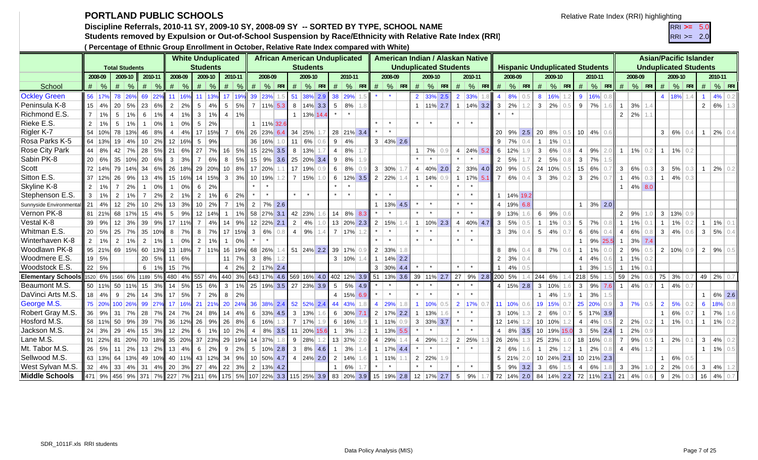# PORTLAND PUBLIC SCHOOLS

**Discipline Referrals, 2010-11 SY, 2009-10 SY, 2008-09 SY -- SORTED BY TYPE, SCHOOL NAME**

**Students removed by Expulsion or Out-of-School Suspension by Race/Ethnicity with Relative Rate Index (RRI)**

**( Percentage of Ethnic Group Enrollment in October, Relative Rate Index compared with White)**

Relative Rate Index (RRI) highlighting

RRI >= 5.0

RRI >= 2.0

| School | Total Students | | | | | | White Unduplicated Students | | | | | | African American Unduplicated Students | | | | | | | | | American Indian / Alaskan Native Unduplicated Students | | | | | | | | | Hispanic Unduplicated Students | | | | | | | | | Asian/Pacific Islander Unduplicated Students | | | | | | | | |
|---|---|---|---|---|---|---|---|---|---|---|---|---|---|---|---|---|---|---|---|---|---|---|---|---|---|---|---|---|---|---|---|---|---|---|---|---|---|---|---|---|---|---|---|---|---|---|---|---|
| | 2008-09 | | 2009-10 | | 2010-11 | | 2008-09 | | 2009-10 | | 2010-11 | | 2008-09 | | | 2009-10 | | | 2010-11 | | | 2008-09 | | | 2009-10 | | | 2010-11 | | | 2008-09 | | | 2009-10 | | | 2010-11 | | | 2008-09 | | | 2009-10 | | | 2010-11 | | |
| | # | % | # | % | # | % | # | % | # | % | # | % | # | % | RRI | # | % | RRI | # | % | RRI | # | % | RRI | # | % | RRI | # | % | RRI | # | % | RRI | # | % | RRI | # | % | RRI | # | % | RRI | # | % | RRI | # | % | RRI |
| Ockley Green | 56 | 17% | 78 | 26% | 69 | 22% | 11 | 16% | 11 | 13% | 17 | 19% | 39 | 23% | 1.5 | 51 | 38% | 2.9 | 38 | 29% | 1.5 | * | * | | 2 | 33% | 2.5 | 2 | 33% | 1.8 | 4 | 8% | 0.5 | 8 | 16% | 1.2 | 9 | 16% | 0.8 | | | | 4 | 18% | 1.4 | 1 | 4% | 0.2 |
| Peninsula K-8 | 15 | 4% | 20 | 5% | 23 | 6% | 2 | 2% | 5 | 4% | 5 | 5% | 7 | 11% | 5.3 | 8 | 14% | 3.3 | 5 | 8% | 1.8 | | | | 1 | 11% | 2.7 | 1 | 14% | 3.2 | 3 | 2% | 1.2 | 3 | 2% | 0.5 | 9 | 7% | 1.6 | 1 | 3% | 1.4 | | | | 2 | 6% | 1.3 |
| Richmond E.S. | 7 | 1% | 5 | 1% | 6 | 1% | 4 | 1% | 3 | 1% | 4 | 1% | | | | 1 | 13% | 14.4 | * | * | | | | | | | | | | | * | * | | | | | | | | 2 | 2% | 1.1 | | | | | | |
| Rieke E.S. | 2 | 1% | 5 | 1% | 1 | 0% | 1 | 0% | 5 | 2% | | | 1 | 11% | 32.6 | | | | | | | * | * | | * | * | | * | * | | | | | | | | | | | | | | | | | | | |
| Rigler K-7 | 54 | 10% | 78 | 13% | 46 | 8% | 4 | 4% | 17 | 15% | 7 | 6% | 26 | 23% | 6.4 | 34 | 25% | 1.7 | 28 | 21% | 3.4 | * | * | | | | | | | | 20 | 9% | 2.5 | 20 | 8% | 0.5 | 10 | 4% | 0.6 | | | | 3 | 6% | 0.4 | 1 | 2% | 0.4 |
| Rosa Parks K-5 | 64 | 13% | 19 | 4% | 10 | 2% | 12 | 16% | 5 | 9% | | | 36 | 16% | 1.0 | 11 | 6% | 0.6 | 9 | 4% | | 3 | 43% | 2.6 | | | | | | | 9 | 7% | 0.4 | 1 | 1% | 0.1 | | | | | | | | | | | | |
| Rose City Park | 44 | 8% | 42 | 7% | 28 | 5% | 21 | 6% | 27 | 7% | 16 | 5% | 15 | 22% | 3.5 | 8 | 13% | 1.7 | 4 | 8% | 1.7 | | | | 1 | 7% | 0.9 | 4 | 24% | 5.2 | 6 | 12% | 1.9 | 3 | 6% | 0.8 | 4 | 9% | 2.0 | 1 | 1% | 0.2 | 1 | 1% | 0.2 | | | |
| Sabin PK-8 | 20 | 6% | 35 | 10% | 20 | 6% | 3 | 3% | 7 | 6% | 8 | 5% | 15 | 9% | 3.6 | 25 | 20% | 3.4 | 9 | 8% | 1.9 | | | | * | * | | * | * | | 2 | 5% | 1.7 | 2 | 5% | 0.8 | 3 | 7% | 1.5 | | | | | | | | | |
| Scott | 72 | 14% | 79 | 14% | 34 | 6% | 26 | 18% | 29 | 20% | 10 | 8% | 17 | 20% | 1.1 | 17 | 19% | 0.9 | 6 | 8% | 0.9 | 3 | 30% | 1.7 | 4 | 40% | 2.0 | 2 | 33% | 4.0 | 20 | 9% | 0.5 | 24 | 10% | 0.5 | 15 | 6% | 0.7 | 3 | 6% | 0.3 | 3 | 5% | 0.3 | 1 | 2% | 0.2 |
| Sitton E.S. | 37 | 12% | 26 | 9% | 13 | 4% | 15 | 16% | 14 | 15% | 3 | 3% | 10 | 19% | 1.2 | 7 | 15% | 1.0 | 6 | 12% | 3.5 | 2 | 22% | 1.4 | 1 | 14% | 0.9 | 1 | 17% | 5.1 | 7 | 6% | 0.4 | 3 | 3% | 0.2 | 3 | 2% | 0.7 | 1 | 4% | 0.3 | 1 | 4% | 0.3 | | | |
| Skyline K-8 | 2 | 1% | 7 | 2% | 1 | 0% | 1 | 0% | 6 | 2% | | | * | * | | | | | * | * | | | | | * | * | | * | * | | | | | | | | | | | 1 | 4% | 8.0 | | | | | | |
| Stephenson E.S. | 3 | 1% | 2 | 1% | 7 | 2% | 2 | 1% | 2 | 1% | 6 | 2% | * | * | | * | * | | * | * | | * | * | | | | | * | * | | 1 | 14% | 19.2 | | | | | | | | | | | | | | | |
| Sunnyside Environmental | 21 | 4% | 12 | 2% | 10 | 2% | 13 | 3% | 10 | 2% | 7 | 1% | 2 | 7% | 2.6 | | | | | | | 1 | 13% | 4.5 | * | * | | * | * | | 4 | 19% | 6.8 | | | | 1 | 3% | 2.0 | | | | | | | | | |
| Vernon PK-8 | 81 | 21% | 68 | 17% | 15 | 4% | 5 | 9% | 12 | 14% | 1 | 1% | 58 | 27% | 3.1 | 42 | 23% | 1.6 | 14 | 8% | 8.3 | * | * | | * | * | | * | * | | 9 | 13% | 1.6 | 6 | 9% | 0.6 | | | | 2 | 9% | 1.0 | 3 | 13% | 0.9 | | | |
| Vestal K-8 | 39 | 9% | 12 | 3% | 39 | 9% | 17 | 11% | 7 | 4% | 14 | 9% | 12 | 22% | 2.1 | 2 | 4% | 1.0 | 13 | 20% | 2.3 | 2 | 15% | 1.4 | 1 | 10% | 2.3 | 4 | 40% | 4.7 | 3 | 5% | 0.5 | 1 | 1% | 0.3 | 5 | 7% | 0.8 | 1 | 1% | 0.1 | 1 | 1% | 0.2 | 1 | 1% | 0.1 |
| Whitman E.S. | 20 | 5% | 25 | 7% | 35 | 10% | 8 | 7% | 8 | 7% | 17 | 15% | 3 | 6% | 0.8 | 4 | 9% | 1.4 | 7 | 17% | 1.2 | * | * | | * | * | | * | * | | 3 | 3% | 0.4 | 5 | 4% | 0.7 | 6 | 6% | 0.4 | 4 | 6% | 0.8 | 3 | 4% | 0.6 | 3 | 5% | 0.4 |
| Winterhaven K-8 | 2 | 1% | 2 | 1% | 2 | 1% | 1 | 0% | 2 | 1% | 1 | 0% | * | * | | | | | | | | * | * | | * | * | | * | * | | | | | | | | 1 | 9% | 25.5 | 1 | 3% | 7.4 | | | | | | |
| Woodlawn PK-8 | 95 | 21% | 69 | 15% | 60 | 13% | 13 | 18% | 7 | 11% | 16 | 19% | 68 | 26% | 1.4 | 51 | 24% | 2.2 | 39 | 17% | 0.9 | 2 | 33% | 1.8 | | | | | | | 8 | 8% | 0.4 | 8 | 7% | 0.6 | 1 | 1% | 0.0 | 2 | 9% | 0.5 | 2 | 10% | 0.9 | 2 | 9% | 0.5 |
| Woodmere E.S. | 19 | 5% | | | 20 | 5% | 11 | 6% | | | 11 | 7% | 3 | 8% | 1.2 | | | | 3 | 10% | 1.4 | 1 | 14% | 2.2 | | | | | | | 2 | 3% | 0.4 | | | | 4 | 4% | 0.6 | 1 | 1% | 0.2 | | | | | | |
| Woodstock E.S. | 22 | 5% | | | 6 | 1% | 15 | 7% | | | 4 | 2% | 2 | 17% | 2.4 | | | | | | | 3 | 30% | 4.4 | * | * | | * | * | | 1 | 4% | 0.5 | | | | 1 | 3% | 1.5 | 1 | 1% | 0.1 | | | | | | |
| **Elementary Schools** | 1520 | 6% | 1566 | 6% | 1189 | 5% | 480 | 4% | 557 | 4% | 440 | 3% | 643 | 17% | 4.6 | 569 | 16% | 4.0 | 402 | 12% | 3.9 | 51 | 13% | 3.6 | 39 | 11% | 2.7 | 27 | 9% | 2.8 | 200 | 5% | 1.4 | 244 | 6% | 1.4 | 218 | 5% | 1.5 | 59 | 2% | 0.6 | 75 | 3% | 0.7 | 49 | 2% | 0.7 |
| Beaumont M.S. | 50 | 11% | 50 | 11% | 15 | 3% | 14 | 5% | 15 | 6% | 3 | 1% | 25 | 19% | 3.5 | 27 | 23% | 3.9 | 5 | 5% | 4.9 | * | * | | * | * | | * | * | | 4 | 15% | 2.8 | 3 | 10% | 1.6 | 3 | 9% | 7.6 | 1 | 4% | 0.7 | 1 | 4% | 0.7 | | | |
| DaVinci Arts M.S. | 18 | 4% | 9 | 2% | 14 | 3% | 17 | 5% | 7 | 2% | 8 | 2% | | | | | | | 4 | 15% | 6.9 | * | * | | * | * | | * | * | | | | | 1 | 4% | 1.9 | 1 | 3% | 1.5 | | | | | | | 1 | 6% | 2.6 |
| George M.S. | 75 | 20% | 100 | 26% | 99 | 27% | 17 | 16% | 21 | 21% | 20 | 24% | 36 | 38% | 2.4 | 52 | 52% | 2.4 | 44 | 43% | 1.8 | 4 | 29% | 1.8 | 1 | 10% | 0.5 | 2 | 17% | 0.7 | 11 | 10% | 0.6 | 19 | 15% | 0.7 | 25 | 20% | 0.9 | 3 | 7% | 0.5 | 2 | 5% | 0.2 | 6 | 18% | 0.8 |
| Robert Gray M.S. | 36 | 9% | 31 | 7% | 28 | 7% | 24 | 7% | 24 | 8% | 14 | 4% | 6 | 33% | 4.5 | 3 | 13% | 1.6 | 6 | 30% | 7.1 | 2 | 17% | 2.2 | 1 | 13% | 1.6 | * | * | | 3 | 10% | 1.3 | 2 | 6% | 0.7 | 5 | 17% | 3.9 | | | | 1 | 6% | 0.7 | 1 | 7% | 1.6 |
| Hosford M.S. | 58 | 11% | 50 | 9% | 39 | 7% | 36 | 12% | 26 | 9% | 26 | 8% | 6 | 16% | 1.3 | 7 | 17% | 1.9 | 6 | 16% | 1.9 | 1 | 11% | 0.9 | 3 | 33% | 3.7 | * | * | | 12 | 14% | 1.2 | 10 | 10% | 1.2 | 4 | 4% | 0.5 | 2 | 2% | 0.2 | 1 | 1% | 0.1 | 1 | 1% | 0.2 |
| Jackson M.S. | 24 | 3% | 29 | 4% | 15 | 3% | 12 | 2% | 6 | 1% | 10 | 2% | 4 | 8% | 3.5 | 11 | 20% | 15.6 | 1 | 3% | 1.2 | 1 | 13% | 5.5 | * | * | | * | * | | 4 | 8% | 3.5 | 10 | 19% | 15.0 | 3 | 5% | 2.4 | 1 | 2% | 0.9 | | | | | | |
| Lane M.S. | 91 | 22% | 81 | 20% | 70 | 18% | 35 | 20% | 37 | 23% | 29 | 19% | 14 | 37% | 1.8 | 9 | 28% | 1.2 | 13 | 37% | 2.0 | 4 | 29% | 1.4 | 4 | 29% | 1.2 | 2 | 25% | 1.3 | 26 | 26% | 1.3 | 25 | 23% | 1.0 | 18 | 16% | 0.8 | 7 | 9% | 0.5 | 1 | 2% | 0.1 | 3 | 4% | 0.2 |
| Mt. Tabor M.S. | 26 | 5% | 11 | 2% | 13 | 2% | 13 | 4% | 6 | 2% | 9 | 2% | 5 | 10% | 2.8 | 3 | 8% | 4.6 | 1 | 3% | 1.4 | 1 | 17% | 4.4 | * | * | | * | * | | 2 | 6% | 1.6 | 1 | 2% | 1.2 | 1 | 2% | 0.8 | 4 | 4% | 1.2 | | | | 1 | 1% | 0.5 |
| Sellwood M.S. | 63 | 13% | 64 | 13% | 49 | 10% | 40 | 11% | 43 | 12% | 34 | 9% | 10 | 50% | 4.7 | 4 | 24% | 2.0 | 2 | 14% | 1.6 | 1 | 11% | 1.1 | 2 | 22% | 1.9 | | | | 5 | 21% | 2.0 | 10 | 24% | 2.1 | 10 | 21% | 2.3 | | | | 1 | 6% | 0.5 | | | |
| West Sylvan M.S. | 32 | 4% | 33 | 4% | 31 | 4% | 20 | 3% | 27 | 4% | 22 | 3% | 2 | 13% | 4.2 | | | | 1 | 6% | 1.7 | * | * | | * | * | | * | * | | 5 | 9% | 3.2 | 3 | 6% | 1.5 | 4 | 6% | 1.8 | 3 | 3% | 1.0 | 2 | 2% | 0.6 | 3 | 4% | 1.2 |
| **Middle Schools** | 471 | 9% | 456 | 9% | 371 | 7% | 227 | 7% | 211 | 6% | 175 | 5% | 107 | 22% | 3.3 | 115 | 25% | 3.9 | 83 | 20% | 3.9 | 15 | 19% | 2.8 | 12 | 17% | 2.7 | 5 | 9% | 1.7 | 72 | 14% | 2.0 | 84 | 14% | 2.2 | 72 | 11% | 2.1 | 21 | 4% | 0.6 | 9 | 2% | 0.3 | 16 | 4% | 0.7 |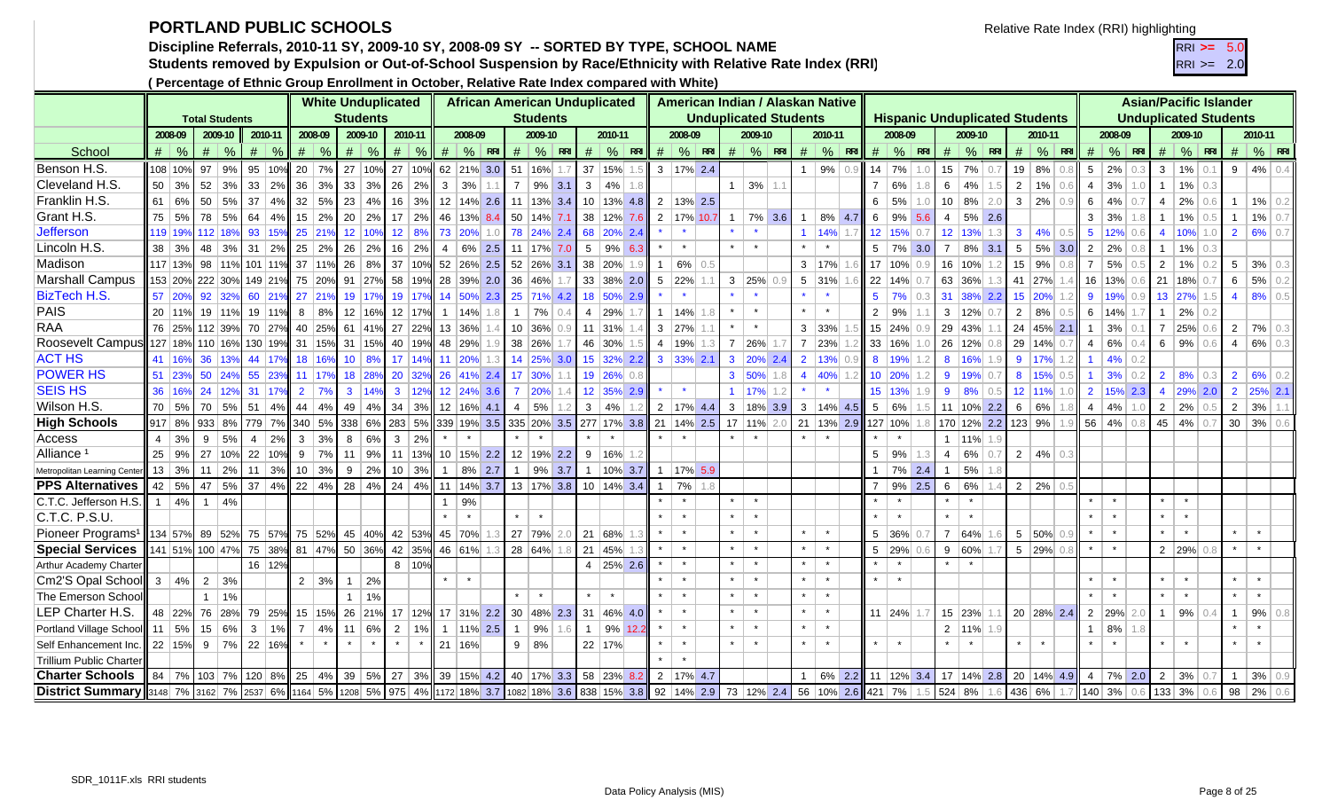# PORTLAND PUBLIC SCHOOLS

**Discipline Referrals, 2010-11 SY, 2009-10 SY, 2008-09 SY -- SORTED BY TYPE, SCHOOL NAME**

**Students removed by Expulsion or Out-of-School Suspension by Race/Ethnicity with Relative Rate Index (RRI)**

**( Percentage of Ethnic Group Enrollment in October, Relative Rate Index compared with White)**

Relative Rate Index (RRI) highlighting

RRI >= 5.0
RRI >= 2.0

| | Total Students | | | | | | White Unduplicated Students | | | | | | African American Unduplicated Students | | | | | | | | | American Indian / Alaskan Native Unduplicated Students | | | | | | | | | Hispanic Unduplicated Students | | | | | | | | | Asian/Pacific Islander Unduplicated Students | | | | | | | | |
|---|---|---|---|---|---|---|---|---|---|---|---|---|---|---|---|---|---|---|---|---|---|---|---|---|---|---|---|---|---|---|---|---|---|---|---|---|---|---|---|---|---|---|---|---|---|---|---|---|
| | 2008-09 | | 2009-10 | | 2010-11 | | 2008-09 | | 2009-10 | | 2010-11 | | 2008-09 | | | 2009-10 | | | 2010-11 | | | 2008-09 | | | 2009-10 | | | 2010-11 | | | 2008-09 | | | 2009-10 | | | 2010-11 | | | 2008-09 | | | 2009-10 | | | 2010-11 | | |
| School | # | % | # | % | # | % | # | % | # | % | # | % | # | % | RRI | # | % | RRI | # | % | RRI | # | % | RRI | # | % | RRI | # | % | RRI | # | % | RRI | # | % | RRI | # | % | RRI | # | % | RRI | # | % | RRI | # | % | RRI |
| Benson H.S. | 108 | 10% | 97 | 9% | 95 | 10% | 20 | 7% | 27 | 10% | 27 | 10% | 62 | 21% | 3.0 | 51 | 16% | 1.7 | 37 | 15% | 1.5 | 3 | 17% | 2.4 | | | | 1 | 9% | 0.9 | 14 | 7% | 1.0 | 15 | 7% | 0.7 | 19 | 8% | 0.8 | 5 | 2% | 0.3 | 3 | 1% | 0.1 | 9 | 4% | 0.4 |
| Cleveland H.S. | 50 | 3% | 52 | 3% | 33 | 2% | 36 | 3% | 33 | 3% | 26 | 2% | 3 | 3% | 1.1 | 7 | 9% | 3.1 | 3 | 4% | 1.8 | | | | 1 | 3% | 1.1 | | | | 7 | 6% | 1.8 | 6 | 4% | 1.5 | 2 | 1% | 0.6 | 4 | 3% | 1.0 | 1 | 1% | 0.3 | | | |
| Franklin H.S. | 61 | 6% | 50 | 5% | 37 | 4% | 32 | 5% | 23 | 4% | 16 | 3% | 12 | 14% | 2.6 | 11 | 13% | 3.4 | 10 | 13% | 4.8 | 2 | 13% | 2.5 | | | | | | | 6 | 5% | 1.0 | 10 | 8% | 2.0 | 3 | 2% | 0.9 | 6 | 4% | 0.7 | 4 | 2% | 0.6 | 1 | 1% | 0.2 |
| Grant H.S. | 75 | 5% | 78 | 5% | 64 | 4% | 15 | 2% | 20 | 2% | 17 | 2% | 46 | 13% | 8.4 | 50 | 14% | 7.1 | 38 | 12% | 7.6 | 2 | 17% | 10.7 | 1 | 7% | 3.6 | 1 | 8% | 4.7 | 6 | 9% | 5.6 | 4 | 5% | 2.6 | | | | 3 | 3% | 1.8 | 1 | 1% | 0.5 | 1 | 1% | 0.7 |
| Jefferson | 119 | 19% | 112 | 18% | 93 | 15% | 25 | 21% | 12 | 10% | 12 | 8% | 73 | 20% | 1.0 | 78 | 24% | 2.4 | 68 | 20% | 2.4 | * | * | | * | * | | 1 | 14% | 1.7 | 12 | 15% | 0.7 | 12 | 13% | 1.3 | 3 | 4% | 0.5 | 5 | 12% | 0.6 | 4 | 10% | 1.0 | 2 | 6% | 0.7 |
| Lincoln H.S. | 38 | 3% | 48 | 3% | 31 | 2% | 25 | 2% | 26 | 2% | 16 | 2% | 4 | 6% | 2.5 | 11 | 17% | 7.0 | 5 | 9% | 6.3 | * | * | | * | * | | * | * | | 5 | 7% | 3.0 | 7 | 8% | 3.1 | 5 | 5% | 3.0 | 2 | 2% | 0.8 | 1 | 1% | 0.3 | | | |
| Madison | 117 | 13% | 98 | 11% | 101 | 11% | 37 | 11% | 26 | 8% | 37 | 10% | 52 | 26% | 2.5 | 52 | 26% | 3.1 | 38 | 20% | 1.9 | 1 | 6% | 0.5 | | | | 3 | 17% | 1.6 | 17 | 10% | 0.9 | 16 | 10% | 1.2 | 15 | 9% | 0.8 | 7 | 5% | 0.5 | 2 | 1% | 0.2 | 5 | 3% | 0.3 |
| Marshall Campus | 153 | 20% | 222 | 30% | 149 | 21% | 75 | 20% | 91 | 27% | 58 | 19% | 28 | 39% | 2.0 | 36 | 46% | 1.7 | 33 | 38% | 2.0 | 5 | 22% | 1.1 | 3 | 25% | 0.9 | 5 | 31% | 1.6 | 22 | 14% | 0.7 | 63 | 36% | 1.3 | 41 | 27% | 1.4 | 16 | 13% | 0.6 | 21 | 18% | 0.7 | 6 | 5% | 0.2 |
| BizTech H.S. | 57 | 20% | 92 | 32% | 60 | 21% | 27 | 21% | 19 | 17% | 19 | 17% | 14 | 50% | 2.3 | 25 | 71% | 4.2 | 18 | 50% | 2.9 | * | * | | * | * | | * | * | | 5 | 7% | 0.3 | 31 | 38% | 2.2 | 15 | 20% | 1.2 | 9 | 19% | 0.9 | 13 | 27% | 1.5 | 4 | 8% | 0.5 |
| PAIS | 20 | 11% | 19 | 11% | 19 | 11% | 8 | 8% | 12 | 16% | 12 | 17% | 1 | 14% | 1.8 | 1 | 7% | 0.4 | 4 | 29% | 1.7 | 1 | 14% | 1.8 | * | * | | * | * | | 2 | 9% | 1.1 | 3 | 12% | 0.7 | 2 | 8% | 0.5 | 6 | 14% | 1.7 | 1 | 2% | 0.2 | | | |
| RAA | 76 | 25% | 112 | 39% | 70 | 27% | 40 | 25% | 61 | 41% | 27 | 22% | 13 | 36% | 1.4 | 10 | 36% | 0.9 | 11 | 31% | 1.4 | 3 | 27% | 1.1 | * | * | | 3 | 33% | 1.5 | 15 | 24% | 0.9 | 29 | 43% | 1.1 | 24 | 45% | 2.1 | 1 | 3% | 0.1 | 7 | 25% | 0.6 | 2 | 7% | 0.3 |
| Roosevelt Campus | 127 | 18% | 110 | 16% | 130 | 19% | 31 | 15% | 31 | 15% | 40 | 19% | 48 | 29% | 1.9 | 38 | 26% | 1.7 | 46 | 30% | 1.5 | 4 | 19% | 1.3 | 7 | 26% | 1.7 | 7 | 23% | 1.2 | 33 | 16% | 1.0 | 26 | 12% | 0.8 | 29 | 14% | 0.7 | 4 | 6% | 0.4 | 6 | 9% | 0.6 | 4 | 6% | 0.3 |
| ACT HS | 41 | 16% | 36 | 13% | 44 | 17% | 18 | 16% | 10 | 8% | 17 | 14% | 11 | 20% | 1.3 | 14 | 25% | 3.0 | 15 | 32% | 2.2 | 3 | 33% | 2.1 | 3 | 20% | 2.4 | 2 | 13% | 0.9 | 8 | 19% | 1.2 | 8 | 16% | 1.9 | 9 | 17% | 1.2 | 1 | 4% | 0.2 | | | | | | |
| POWER HS | 51 | 23% | 50 | 24% | 55 | 23% | 11 | 17% | 18 | 28% | 20 | 32% | 26 | 41% | 2.4 | 17 | 30% | 1.1 | 19 | 26% | 0.8 | | | | 3 | 50% | 1.8 | 4 | 40% | 1.2 | 10 | 20% | 1.2 | 9 | 19% | 0.7 | 8 | 15% | 0.5 | 1 | 3% | 0.2 | 2 | 8% | 0.3 | 2 | 6% | 0.2 |
| SEIS HS | 36 | 16% | 24 | 12% | 31 | 17% | 2 | 7% | 3 | 14% | 3 | 12% | 12 | 24% | 3.6 | 7 | 20% | 1.4 | 12 | 35% | 2.9 | * | * | | 1 | 17% | 1.2 | * | * | | 15 | 13% | 1.9 | 9 | 8% | 0.5 | 12 | 11% | 1.0 | 2 | 15% | 2.3 | 4 | 29% | 2.0 | 2 | 25% | 2.1 |
| Wilson H.S. | 70 | 5% | 70 | 5% | 51 | 4% | 44 | 4% | 49 | 4% | 34 | 3% | 12 | 16% | 4.1 | 4 | 5% | 1.2 | 3 | 4% | 1.2 | 2 | 17% | 4.4 | 3 | 18% | 3.9 | 3 | 14% | 4.5 | 5 | 6% | 1.5 | 11 | 10% | 2.2 | 6 | 6% | 1.8 | 4 | 4% | 1.0 | 2 | 2% | 0.5 | 2 | 3% | 1.1 |
| **High Schools** | 917 | 8% | 933 | 8% | 779 | 7% | 340 | 5% | 338 | 6% | 283 | 5% | 339 | 19% | 3.5 | 335 | 20% | 3.5 | 277 | 17% | 3.8 | 21 | 14% | 2.5 | 17 | 11% | 2.0 | 21 | 13% | 2.9 | 127 | 10% | 1.8 | 170 | 12% | 2.2 | 123 | 9% | 1.9 | 56 | 4% | 0.8 | 45 | 4% | 0.7 | 30 | 3% | 0.6 |
| Access | 4 | 3% | 9 | 5% | 4 | 2% | 3 | 3% | 8 | 6% | 3 | 2% | * | * | | * | * | | * | * | | * | * | | * | * | | * | * | | * | * | | 1 | 11% | 1.9 | | | | | | | | | | | | |
| Alliance [1] | 25 | 9% | 27 | 10% | 22 | 10% | 9 | 7% | 11 | 9% | 11 | 13% | 10 | 15% | 2.2 | 12 | 19% | 2.2 | 9 | 16% | 1.2 | | | | | | | | | | 5 | 9% | 1.3 | 4 | 6% | 0.7 | 2 | 4% | 0.3 | | | | | | | | | |
| Metropolitan Learning Center | 13 | 3% | 11 | 2% | 11 | 3% | 10 | 3% | 9 | 2% | 10 | 3% | 1 | 8% | 2.7 | 1 | 9% | 3.7 | 1 | 10% | 3.7 | 1 | 17% | 5.9 | | | | | | | 1 | 7% | 2.4 | 1 | 5% | 1.8 | | | | | | | | | | | | |
| **PPS Alternatives** | 42 | 5% | 47 | 5% | 37 | 4% | 22 | 4% | 28 | 4% | 24 | 4% | 11 | 14% | 3.7 | 13 | 17% | 3.8 | 10 | 14% | 3.4 | 1 | 7% | 1.8 | | | | | | | 7 | 9% | 2.5 | 6 | 6% | 1.4 | 2 | 2% | 0.5 | | | | | | | | | |
| C.T.C. Jefferson H.S. | 1 | 4% | 1 | 4% | | | | | | | | | 1 | 9% | | | | | | | | * | * | | * | * | | | | | * | * | | * | * | | | | | * | * | | * | * | | | | |
| C.T.C. P.S.U. | | | | | | | | | | | | | * | * | | * | * | | | | | * | * | | * | * | | | | | * | * | | * | * | | | | | * | * | | * | * | | | | |
| Pioneer Programs [1] | 134 | 57% | 89 | 52% | 75 | 57% | 75 | 52% | 45 | 40% | 42 | 53% | 45 | 70% | 1.3 | 27 | 79% | 2.0 | 21 | 68% | 1.3 | * | * | | * | * | | * | * | | 5 | 36% | 0.7 | 7 | 64% | 1.6 | 5 | 50% | 0.9 | * | * | | * | * | | * | * | |
| **Special Services** | 141 | 51% | 100 | 47% | 75 | 38% | 81 | 47% | 50 | 36% | 42 | 35% | 46 | 61% | 1.3 | 28 | 64% | 1.8 | 21 | 45% | 1.3 | * | * | | * | * | | * | * | | 5 | 29% | 0.6 | 9 | 60% | 1.7 | 5 | 29% | 0.8 | * | * | | 2 | 29% | 0.8 | * | * | |
| Arthur Academy Charter | | | | | 16 | 12% | | | | | 8 | 10% | | | | | | | 4 | 25% | 2.6 | * | * | | * | * | | * | * | | * | * | | * | * | | | | | | | | | | | | | |
| Cm2'S Opal School | 3 | 4% | 2 | 3% | | | 2 | 3% | 1 | 2% | | | * | * | | | | | | | | * | * | | * | * | | * | * | | * | * | | | | | | | | * | * | | * | * | | * | * | |
| The Emerson School | | | 1 | 1% | | | | | 1 | 1% | | | | | | * | * | | * | * | | * | * | | * | * | | * | * | | | | | | | | | | | * | * | | * | * | | * | * | |
| LEP Charter H.S. | 48 | 22% | 76 | 28% | 79 | 25% | 15 | 15% | 26 | 21% | 17 | 12% | 17 | 31% | 2.2 | 30 | 48% | 2.3 | 31 | 46% | 4.0 | * | * | | * | * | | * | * | | 11 | 24% | 1.7 | 15 | 23% | 1.1 | 20 | 28% | 2.4 | 2 | 29% | 2.0 | 1 | 9% | 0.4 | 1 | 9% | 0.8 |
| Portland Village School | 11 | 5% | 15 | 6% | 3 | 1% | 7 | 4% | 11 | 6% | 2 | 1% | 1 | 11% | 2.5 | 1 | 9% | 1.6 | 1 | 9% | 12.2 | | | | | | | | | | | | | 2 | 11% | 1.9 | | | | 1 | 8% | 1.8 | | | | * | * | |
| Self Enhancement Inc. | 22 | 15% | 9 | 7% | 22 | 16% | * | * | * | * | * | * | 21 | 16% | | 9 | 8% | | 22 | 17% | | * | * | | * | * | | * | * | | * | * | | * | * | | * | * | | * | * | | * | * | | * | * | |
| Trillium Public Charter | | | | | | | | | | | | | | | | | | | | | | * | * | | | | | | | | | | | | | | | | | | | | | | | | | |
| **Charter Schools** | 84 | 7% | 103 | 7% | 120 | 8% | 25 | 4% | 39 | 5% | 27 | 3% | 39 | 15% | 4.2 | 40 | 17% | 3.3 | 58 | 23% | 8.2 | 2 | 17% | 4.7 | | | | 1 | 6% | 2.2 | 11 | 12% | 3.4 | 17 | 14% | 2.8 | 20 | 14% | 4.9 | 4 | 7% | 2.0 | 2 | 3% | 0.7 | 1 | 3% | 0.9 |
| **District Summary** | 3148 | 7% | 3162 | 7% | 2537 | 6% | 1164 | 5% | 1208 | 5% | 975 | 4% | 1172 | 18% | 3.7 | 1082 | 18% | 3.6 | 838 | 15% | 3.8 | 92 | 14% | 2.9 | 73 | 12% | 2.4 | 56 | 10% | 2.6 | 421 | 7% | 1.5 | 524 | 8% | 1.6 | 436 | 6% | 1.7 | 140 | 3% | 0.6 | 133 | 3% | 0.6 | 98 | 2% | 0.6 |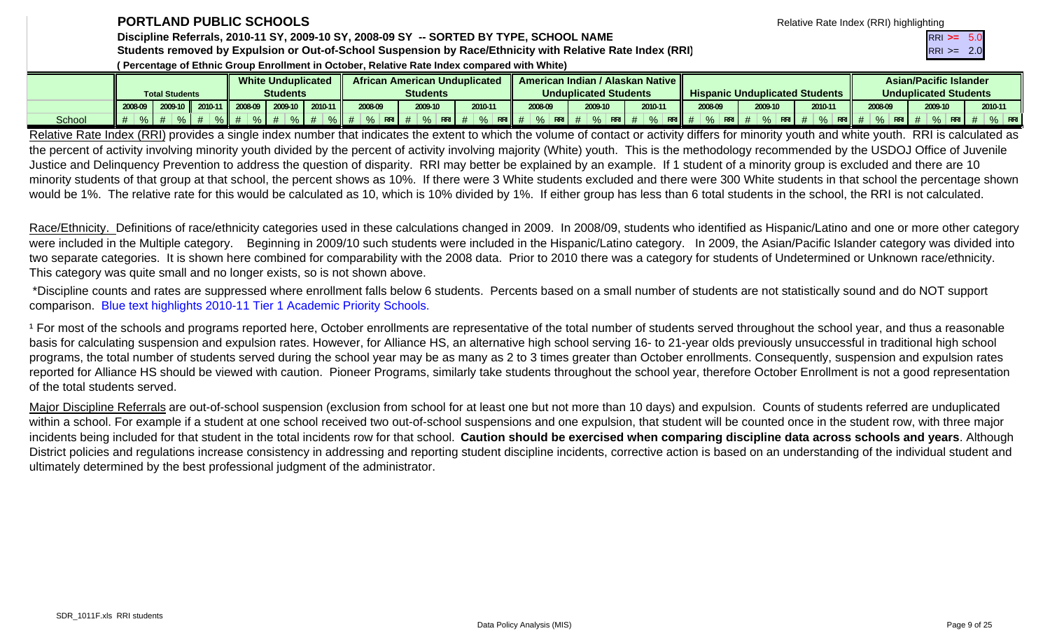# PORTLAND PUBLIC SCHOOLS

**Discipline Referrals, 2010-11 SY, 2009-10 SY, 2008-09 SY -- SORTED BY TYPE, SCHOOL NAME**

**Students removed by Expulsion or Out-of-School Suspension by Race/Ethnicity with Relative Rate Index (RRI)**

**( Percentage of Ethnic Group Enrollment in October, Relative Rate Index compared with White)**

Relative Rate Index (RRI) highlighting

RRI >= 5.0

RRI >= 2.0

| | Total Students | | | | | | White Unduplicated Students | | | | | | African American Unduplicated Students | | | | | | | | | American Indian / Alaskan Native Unduplicated Students | | | | | | | | | Hispanic Unduplicated Students | | | | | | | | | Asian/Pacific Islander Unduplicated Students | | | | | | | | |
|---|---|---|---|---|---|---|---|---|---|---|---|---|---|---|---|---|---|---|---|---|---|---|---|---|---|---|---|---|---|---|---|---|---|---|---|---|---|---|---|---|---|---|---|---|---|---|---|
| | 2008-09 | | 2009-10 | | 2010-11 | | 2008-09 | | 2009-10 | | 2010-11 | | 2008-09 | | | 2009-10 | | | 2010-11 | | | 2008-09 | | | 2009-10 | | | 2010-11 | | | 2008-09 | | | 2009-10 | | | 2010-11 | | | 2008-09 | | | 2009-10 | | | 2010-11 | | |
| School | # | % | # | % | # | % | # | % | # | % | # | % | # | % | RRI | # | % | RRI | # | % | RRI | # | % | RRI | # | % | RRI | # | % | RRI | # | % | RRI | # | % | RRI | # | % | RRI | # | % | RRI | # | % | RRI | # | % | RRI |

Relative Rate Index (RRI) provides a single index number that indicates the extent to which the volume of contact or activity differs for minority youth and white youth. RRI is calculated as the percent of activity involving minority youth divided by the percent of activity involving majority (White) youth. This is the methodology recommended by the USDOJ Office of Juvenile Justice and Delinquency Prevention to address the question of disparity. RRI may better be explained by an example. If 1 student of a minority group is excluded and there are 10 minority students of that group at that school, the percent shows as 10%. If there were 3 White students excluded and there were 300 White students in that school the percentage shown would be 1%. The relative rate for this would be calculated as 10, which is 10% divided by 1%. If either group has less than 6 total students in the school, the RRI is not calculated.

Race/Ethnicity. Definitions of race/ethnicity categories used in these calculations changed in 2009. In 2008/09, students who identified as Hispanic/Latino and one or more other category were included in the Multiple category. Beginning in 2009/10 such students were included in the Hispanic/Latino category. In 2009, the Asian/Pacific Islander category was divided into two separate categories. It is shown here combined for comparability with the 2008 data. Prior to 2010 there was a category for students of Undetermined or Unknown race/ethnicity. This category was quite small and no longer exists, so is not shown above.

*Discipline counts and rates are suppressed where enrollment falls below 6 students. Percents based on a small number of students are not statistically sound and do NOT support comparison. Blue text highlights 2010-11 Tier 1 Academic Priority Schools.

[1] For most of the schools and programs reported here, October enrollments are representative of the total number of students served throughout the school year, and thus a reasonable basis for calculating suspension and expulsion rates. However, for Alliance HS, an alternative high school serving 16- to 21-year olds previously unsuccessful in traditional high school programs, the total number of students served during the school year may be as many as 2 to 3 times greater than October enrollments. Consequently, suspension and expulsion rates reported for Alliance HS should be viewed with caution. Pioneer Programs, similarly take students throughout the school year, therefore October Enrollment is not a good representation of the total students served.

Major Discipline Referrals are out-of-school suspension (exclusion from school for at least one but not more than 10 days) and expulsion. Counts of students referred are unduplicated within a school. For example if a student at one school received two out-of-school suspensions and one expulsion, that student will be counted once in the student row, with three major incidents being included for that student in the total incidents row for that school. **Caution should be exercised when comparing discipline data across schools and years**. Although District policies and regulations increase consistency in addressing and reporting student discipline incidents, corrective action is based on an understanding of the individual student and ultimately determined by the best professional judgment of the administrator.

SDR_1011F.xls RRI students

Data Policy Analysis (MIS)